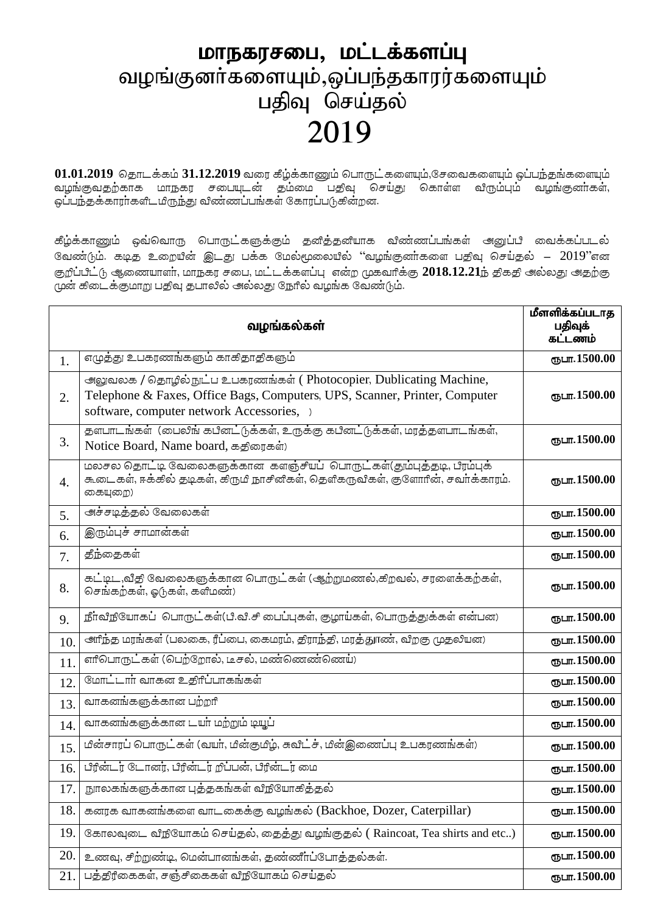# மாநகரசபை, மட்டக்களப்பு
## வழங்குனர்களையும்,ஒப்பந்தகாரர்களையும் பதிவு செய்தல்
## 2019

**01.01.2019** தொடக்கம் **31.12.2019** வரை கீழ்க்காணும் பொருட்களையும்,சேவைகளையும் ஒப்பந்தங்களையும் வழங்குவதற்காக மாநகர சபையுடன் தம்மை பதிவு செய்து கொள்ள விரும்பும் வழங்குனர்கள், ஒப்பந்தக்காரர்களிடமிருந்து விண்ணப்பங்கள் கோரப்படுகின்றன.

கீழ்க்காணும் ஒவ்வொரு பொருட்களுக்கும் தனித்தனியாக விண்ணப்பங்கள் அனுப்பி வைக்கப்படல் வேண்டும். கடித உறையின் இடது பக்க மேல்மூலையில் "வழங்குனர்களை பதிவு செய்தல் – 2019"என குறிப்பிட்டு ஆணையாளர், மாநகர சபை, மட்டக்களப்பு என்ற முகவரிக்கு **2018.12.21**ந் திகதி அல்லது அதற்கு முன் கிடைக்குமாறு பதிவு தபாலில் அல்லது நேரில் வழங்க வேண்டும்.

| | வழங்கல்கள் | மீளளிக்கப்படாத பதிவுக் கட்டணம் |
|---|---|---|
| 1. | எழுத்து உபகரணங்களும் காகிதாதிகளும் | ரூபா.1500.00 |
| 2. | அலுவலக / தொழில்நுட்ப உபகரணங்கள் ( Photocopier, Dublicating Machine, Telephone & Faxes, Office Bags, Computers, UPS, Scanner, Printer, Computer software, computer network Accessories, ) | ரூபா.1500.00 |
| 3. | தளபாடங்கள் (பைலிங் கபினட்டுக்கள், உருக்கு கபினட்டுக்கள், மரத்தளபாடங்கள், Notice Board, Name board, கதிரைகள்) | ரூபா.1500.00 |
| 4. | மலசல தொட்டி வேலைகளுக்கான களஞ்சியப் பொருட்கள்(தும்புத்தடி, பிரம்புக் கூடைகள், ஈக்கில் தடிகள், கிருமி நாசினிகள், தெளிகருவிகள், குளோரின், சவர்க்காரம். கையுறை) | ரூபா.1500.00 |
| 5. | அச்சடித்தல் வேலைகள் | ரூபா.1500.00 |
| 6. | இரும்புச் சாமான்கள் | ரூபா.1500.00 |
| 7. | தீந்தைகள் | ரூபா.1500.00 |
| 8. | கட்டிட,வீதி வேலைகளுக்கான பொருட்கள் (ஆற்றுமணல்,கிறவல், சரளைக்கற்கள், செங்கற்கள், ஓடுகள், களிமண்) | ரூபா.1500.00 |
| 9. | நீர்வீநியோகப் பொருட்கள்(பி.வி.சி பைப்புகள், குழாய்கள், பொருத்துக்கள் என்பன) | ரூபா.1500.00 |
| 10. | அரிந்த மரங்கள் (பலகை, ரீப்பை, கைமரம், திராந்தி, மரத்தூண், விறகு முதலியன) | ரூபா.1500.00 |
| 11. | எரிபொருட்கள் (பெற்றோல், டீசல், மண்ணெண்ணெய்) | ரூபா.1500.00 |
| 12. | மோட்டார் வாகன உதிரிப்பாகங்கள் | ரூபா.1500.00 |
| 13. | வாகனங்களுக்கான பற்றறி | ரூபா.1500.00 |
| 14. | வாகனங்களுக்கான டயர் மற்றும் டியூப் | ரூபா.1500.00 |
| 15. | மின்சாரப் பொருட்கள் (வயர், மின்குமிழ், சுவிட்ச், மின்இணைப்பு உபகரணங்கள்) | ரூபா.1500.00 |
| 16. | பிரின்டர் டோனர், பிரின்டர் றிப்பன், பிரின்டர் மை | ரூபா.1500.00 |
| 17. | நூலகங்களுக்கான புத்தகங்கள் விநியோகித்தல் | ரூபா.1500.00 |
| 18. | கனரக வாகனங்களை வாடகைக்கு வழங்கல் (Backhoe, Dozer, Caterpillar) | ரூபா.1500.00 |
| 19. | கோலவுடை விநியோகம் செய்தல், தைத்து வழங்குதல் ( Raincoat, Tea shirts and etc..) | ரூபா.1500.00 |
| 20. | உணவு, சிற்றுண்டி, மென்பானங்கள், தண்ணீர்ப்போத்தல்கள். | ரூபா.1500.00 |
| 21. | பத்திரிகைகள், சஞ்சிகைகள் விநியோகம் செய்தல் | ரூபா.1500.00 |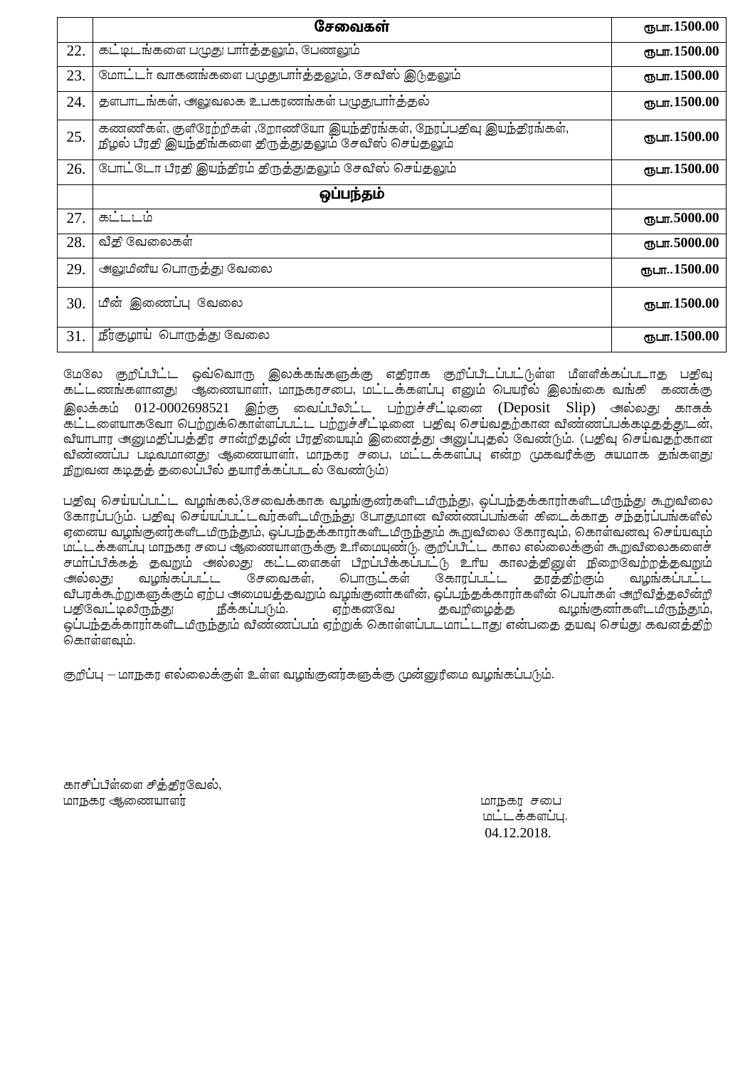| | சேவைகள் | ரூபா.1500.00 |
|---|---|---|
| 22. | கட்டிடங்களை பழுது பார்த்தலும், பேணலும் | ரூபா.1500.00 |
| 23. | மோட்டர் வாகனங்களை பழுதுபார்த்தலும், சேவிஸ் இடுதலும் | ரூபா.1500.00 |
| 24. | தளபாடங்கள், அலுவலக உபகரணங்கள் பழுதுபார்த்தல் | ரூபா.1500.00 |
| 25. | கணனிகள், குளிரேற்றிகள் ,றோணியோ இயந்திரங்கள், நேரப்பதிவு இயந்திரங்கள், நிழல் பிரதி இயந்திங்களை திருத்துதலும் சேவிஸ் செய்தலும் | ரூபா.1500.00 |
| 26. | போட்டோ பிரதி இயந்திரம் திருத்துதலும் சேவிஸ் செய்தலும் | ரூபா.1500.00 |
| | ஒப்பந்தம் | |
| 27. | கட்டடம் | ரூபா.5000.00 |
| 28. | வீதி வேலைகள் | ரூபா.5000.00 |
| 29. | அலுமினிய பொருத்து வேலை | ரூபா..1500.00 |
| 30. | மின் இணைப்பு வேலை | ரூபா.1500.00 |
| 31. | நீர்குழாய் பொருத்து வேலை | ரூபா.1500.00 |

மேலே குறிப்பிட்ட ஒவ்வொரு இலக்கங்களுக்கு எதிராக குறிப்பிடப்பட்டுள்ள மீளளிக்கப்படாத பதிவு கட்டணங்களானது ஆணையாளர், மாநகரசபை, மட்டக்களப்பு எனும் பெயரில் இலங்கை வங்கி கணக்கு இலக்கம் 012-0002698521 இற்கு வைப்பிலிட்ட பற்றுச்சீட்டினை (Deposit Slip) அல்லது காசுக் கட்டளையாகவோ பெற்றுக்கொள்ளப்பட்ட பற்றுச்சீட்டினை பதிவு செய்வதற்கான விண்ணப்பக்கடிதத்துடன், வியாபார அனுமதிப்பத்திர சான்றிதழின் பிரதியையும் இணைத்து அனுப்புதல் வேண்டும். (பதிவு செய்வதற்கான விண்ணப்ப படிவமானது ஆணையாளர், மாநகர சபை, மட்டக்களப்பு என்ற முகவரிக்கு சுயமாக தங்களது நிறுவன கடிதத் தலைப்பில் தயாரிக்கப்படல் வேண்டும்)

பதிவு செய்யப்பட்ட வழங்கல்,சேவைக்காக வழங்குனர்களிடமிருந்து, ஒப்பந்தக்காரர்களிடமிருந்து கூறுவிலை கோரப்படும். பதிவு செய்யப்பட்டவர்களிடமிருந்து போதுமான விண்ணப்பங்கள் கிடைக்காத சந்தர்ப்பங்களில் ஏனைய வழங்குனர்களிடமிருந்தும், ஒப்பந்தக்காரர்களிடமிருந்தும் கூறுவிலை கோரவும், கொள்வனவு செய்யவும் மட்டக்களப்பு மாநகர சபை ஆணையாளருக்கு உரிமையுண்டு. குறிப்பிட்ட கால எல்லைக்குள் கூறுவிலைகளைச் சமர்ப்பிக்கத் தவறும் அல்லது கட்டளைகள் பிறப்பிக்கப்பட்டு உரிய காலத்தினுள் நிறைவேற்றத்தவறும் அல்லது வழங்கப்பட்ட சேவைகள், பொருட்கள் கோரப்பட்ட தரத்திற்கும் வழங்கப்பட்ட விபரக்கூற்றுகளுக்கும் ஏற்ப அமையத்தவறும் வழங்குனர்களின், ஒப்பந்தக்காரர்களின் பெயர்கள் அறிவித்தலின்றி பதிவேட்டிலிருந்து நீக்கப்படும். ஏற்கனவே தவறிழைத்த வழங்குனர்களிடமிருந்தும், ஒப்பந்தக்காரர்களிடமிருந்தும் விண்ணப்பம் ஏற்றுக் கொள்ளப்படமாட்டாது என்பதை தயவு செய்து கவனத்திற் கொள்ளவும்.

குறிப்பு – மாநகர எல்லைக்குள் உள்ள வழங்குனர்களுக்கு முன்னுரிமை வழங்கப்படும்.

காசிப்பிள்ளை சித்திரவேல்,
மாநகர ஆணையாளர்

மாநகர சபை
மட்டக்களப்பு.
04.12.2018.